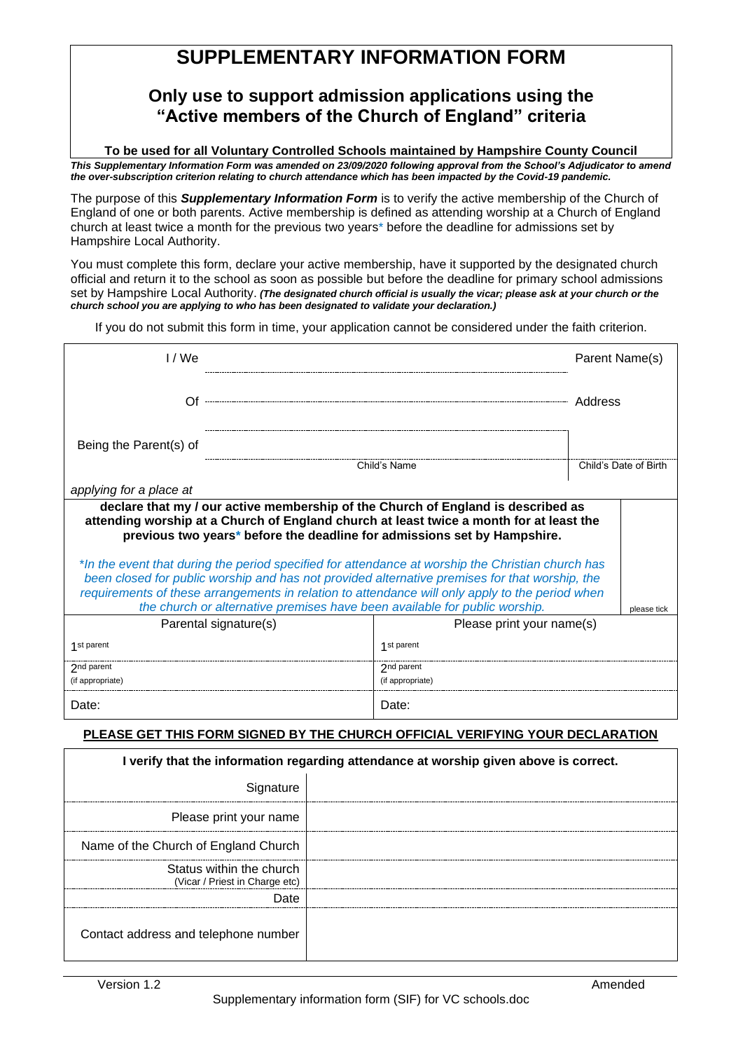# SUPPLEMENTARY INFORMATION FORM

## Only use to support admission applications using the "Active members of the Church of England" criteria

**To be used for all Voluntary Controlled Schools maintained by Hampshire County Council**

***This Supplementary Information Form was amended on 23/09/2020 following approval from the School's Adjudicator to amend the over-subscription criterion relating to church attendance which has been impacted by the Covid-19 pandemic.***

The purpose of this ***Supplementary Information Form*** is to verify the active membership of the Church of England of one or both parents. Active membership is defined as attending worship at a Church of England church at least twice a month for the previous two years* before the deadline for admissions set by Hampshire Local Authority.

You must complete this form, declare your active membership, have it supported by the designated church official and return it to the school as soon as possible but before the deadline for primary school admissions set by Hampshire Local Authority. ***(The designated church official is usually the vicar; please ask at your church or the church school you are applying to who has been designated to validate your declaration.)***

If you do not submit this form in time, your application cannot be considered under the faith criterion.

| | | |
|---|---|---|
| I / We | | Parent Name(s) |
| Of | | Address |
| Being the Parent(s) of | | |
| | Child's Name | Child's Date of Birth |
| *applying for a place at* | | |

| | |
|---|---|
| **declare that my / our active membership of the Church of England is described as attending worship at a Church of England church at least twice a month for at least the previous two years* before the deadline for admissions set by Hampshire.**<br><br>**In the event that during the period specified for attendance at worship the Christian church has been closed for public worship and has not provided alternative premises for that worship, the requirements of these arrangements in relation to attendance will only apply to the period when the church or alternative premises have been available for public worship.* | please tick |

| Parental signature(s) | Please print your name(s) |
|---|---|
| 1st parent | 1st parent |
| 2nd parent (if appropriate) | 2nd parent (if appropriate) |
| Date: | Date: |

**PLEASE GET THIS FORM SIGNED BY THE CHURCH OFFICIAL VERIFYING YOUR DECLARATION**

| **I verify that the information regarding attendance at worship given above is correct.** | |
|---|---|
| Signature | |
| Please print your name | |
| Name of the Church of England Church | |
| Status within the church (Vicar / Priest in Charge etc) | |
| Date | |
| Contact address and telephone number | |

Version 1.2 Amended

Supplementary information form (SIF) for VC schools.doc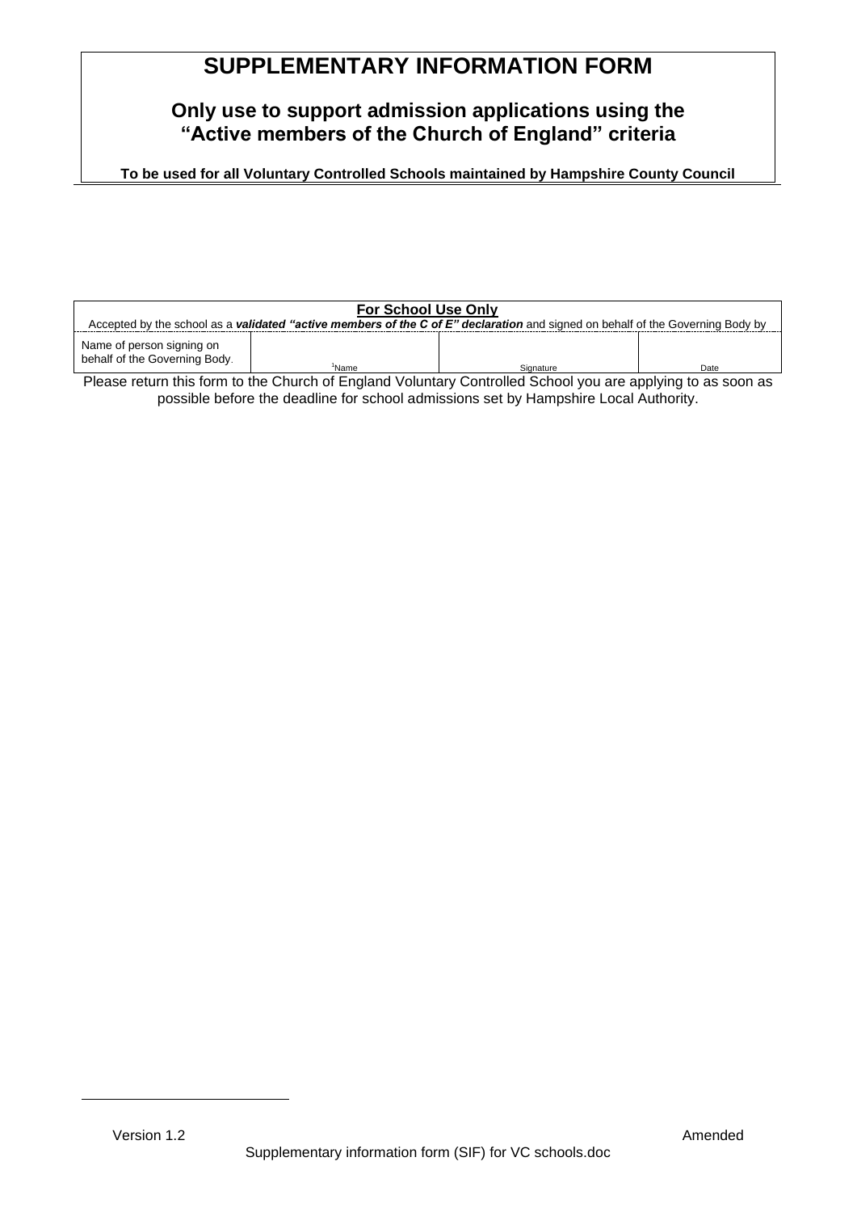# SUPPLEMENTARY INFORMATION FORM

## Only use to support admission applications using the "Active members of the Church of England" criteria

**To be used for all Voluntary Controlled Schools maintained by Hampshire County Council**

| **For School Use Only** | | | |
|---|---|---|---|
| Accepted by the school as a ***validated "active members of the C of E" declaration*** and signed on behalf of the Governing Body by | | | |
| Name of person signing on behalf of the Governing Body. | Name[1] | Signature | Date |

Please return this form to the Church of England Voluntary Controlled School you are applying to as soon as possible before the deadline for school admissions set by Hampshire Local Authority.

Version 1.2 Amended

Supplementary information form (SIF) for VC schools.doc